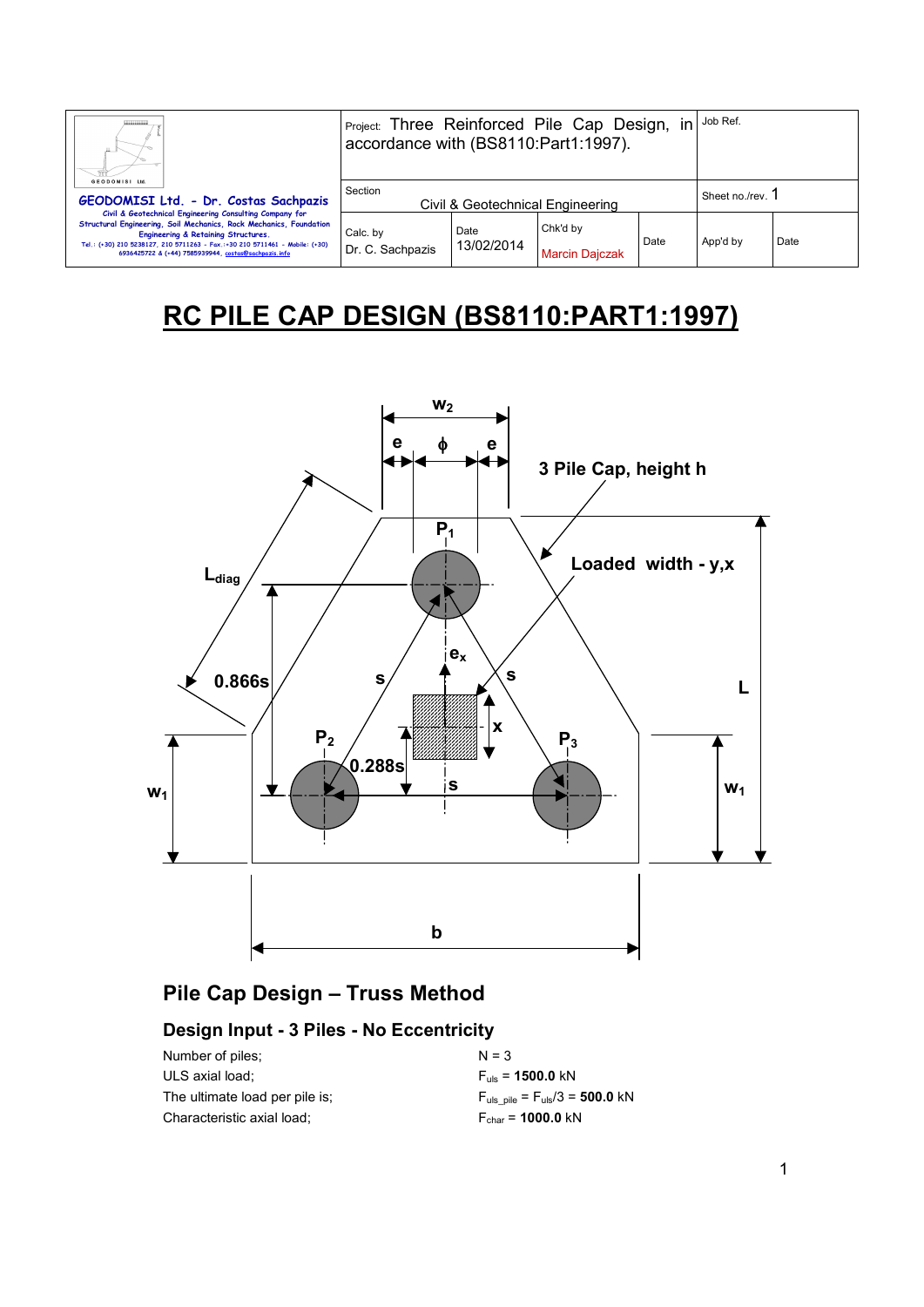| GEODOMISI Ltd. - Dr. Costas Sachpazis<br>Civil & Geotechnical Engineering Consulting Company for Structural Engineering, Soil Mechanics, Rock Mechanics, Foundation Engineering & Retaining Structures.<br>Tel.: (+30) 210 5238127, 210 5711263 - Fax.:+30 210 5711461 - Mobile: (+30) 6936425722 & (+44) 7585939944, costas@sachpazis.info | Project: Three Reinforced Pile Cap Design, in accordance with (BS8110:Part1:1997). | | | | Job Ref. | |
|---|---|---|---|---|---|---|
| | Section<br>Civil & Geotechnical Engineering | | | | Sheet no./rev. 1 | |
| | Calc. by<br>Dr. C. Sachpazis | Date<br>13/02/2014 | Chk'd by<br>Marcin Dajczak | Date | App'd by | Date |

# RC PILE CAP DESIGN (BS8110:PART1:1997)

## Pile Cap Design – Truss Method

### Design Input - 3 Piles - No Eccentricity

| | |
|---|---|
| Number of piles; | N = 3 |
| ULS axial load; | $F_{uls}$ = **1500.0** kN |
| The ultimate load per pile is; | $F_{uls\_pile} = F_{uls}/3$ = **500.0** kN |
| Characteristic axial load; | $F_{char}$ = **1000.0** kN |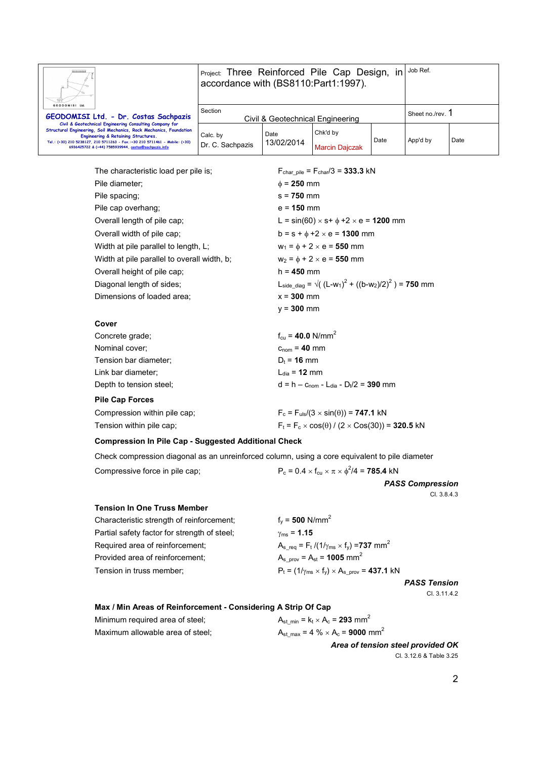| | | | | | | |
|---|---|---|---|---|---|---|
| GEODOMISI Ltd. - Dr. Costas Sachpazis<br>Civil & Geotechnical Engineering Consulting Company for Structural Engineering, Soil Mechanics, Rock Mechanics, Foundation Engineering & Retaining Structures.<br>Tel.: (+30) 210 5238127, 210 5711263 - Fax.:+30 210 5711461 - Mobile: (+30) 6936425722 & (+44) 7585939944, costas@sachpazis.info | Project: Three Reinforced Pile Cap Design, in accordance with (BS8110:Part1:1997). | | | | Job Ref. | |
| | Section<br>Civil & Geotechnical Engineering | | | | Sheet no./rev. 1 | |
| | Calc. by<br>Dr. C. Sachpazis | Date<br>13/02/2014 | Chk'd by<br>Marcin Dajczak | Date | App'd by | Date |

The characteristic load per pile is; $F_{char\_pile} = F_{char}/3 =$ **333.3** kN

Pile diameter; $\phi =$ **250** mm

Pile spacing; $s =$ **750** mm

Pile cap overhang; $e =$ **150** mm

Overall length of pile cap; $L = \sin(60) \times s + \phi + 2 \times e =$ **1200** mm

Overall width of pile cap; $b = s + \phi + 2 \times e =$ **1300** mm

Width at pile parallel to length, L; $w_1 = \phi + 2 \times e =$ **550** mm

Width at pile parallel to overall width, b; $w_2 = \phi + 2 \times e =$ **550** mm

Overall height of pile cap; $h =$ **450** mm

Diagonal length of sides; $L_{side\_diag} = \sqrt{(L-w_1)^2 + ((b-w_2)/2)^2} =$ **750** mm

Dimensions of loaded area; $x =$ **300** mm

$y =$ **300** mm

**Cover**

Concrete grade; $f_{cu} =$ **40.0** N/mm$^2$

Nominal cover; $c_{nom} =$ **40** mm

Tension bar diameter; $D_t =$ **16** mm

Link bar diameter; $L_{dia} =$ **12** mm

Depth to tension steel; $d = h - c_{nom} - L_{dia} - D_t/2 =$ **390** mm

**Pile Cap Forces**

Compression within pile cap; $F_c = F_{uls}/(3 \times \sin(\theta)) =$ **747.1** kN

Tension within pile cap; $F_t = F_c \times \cos(\theta) / (2 \times \cos(30)) =$ **320.5** kN

**Compression In Pile Cap - Suggested Additional Check**

Check compression diagonal as an unreinforced column, using a core equivalent to pile diameter

Compressive force in pile cap; $P_c = 0.4 \times f_{cu} \times \pi \times \phi^2/4 =$ **785.4** kN

***PASS Compression***

Cl. 3.8.4.3

**Tension In One Truss Member**

Characteristic strength of reinforcement; $f_y =$ **500** N/mm$^2$

Partial safety factor for strength of steel; $\gamma_{ms} =$ **1.15**

Required area of reinforcement; $A_{s\_req} = F_t / (1/\gamma_{ms} \times f_y) =$ **737** mm$^2$

Provided area of reinforcement; $A_{s\_prov} = A_{st} =$ **1005** mm$^2$

Tension in truss member; $P_t = (1/\gamma_{ms} \times f_y) \times A_{s\_prov} =$ **437.1** kN

***PASS Tension***

Cl. 3.11.4.2

**Max / Min Areas of Reinforcement - Considering A Strip Of Cap**

Minimum required area of steel; $A_{st\_min} = k_t \times A_c =$ **293** mm$^2$

Maximum allowable area of steel; $A_{st\_max} = 4\ \% \times A_c =$ **9000** mm$^2$

***Area of tension steel provided OK***

Cl. 3.12.6 & Table 3.25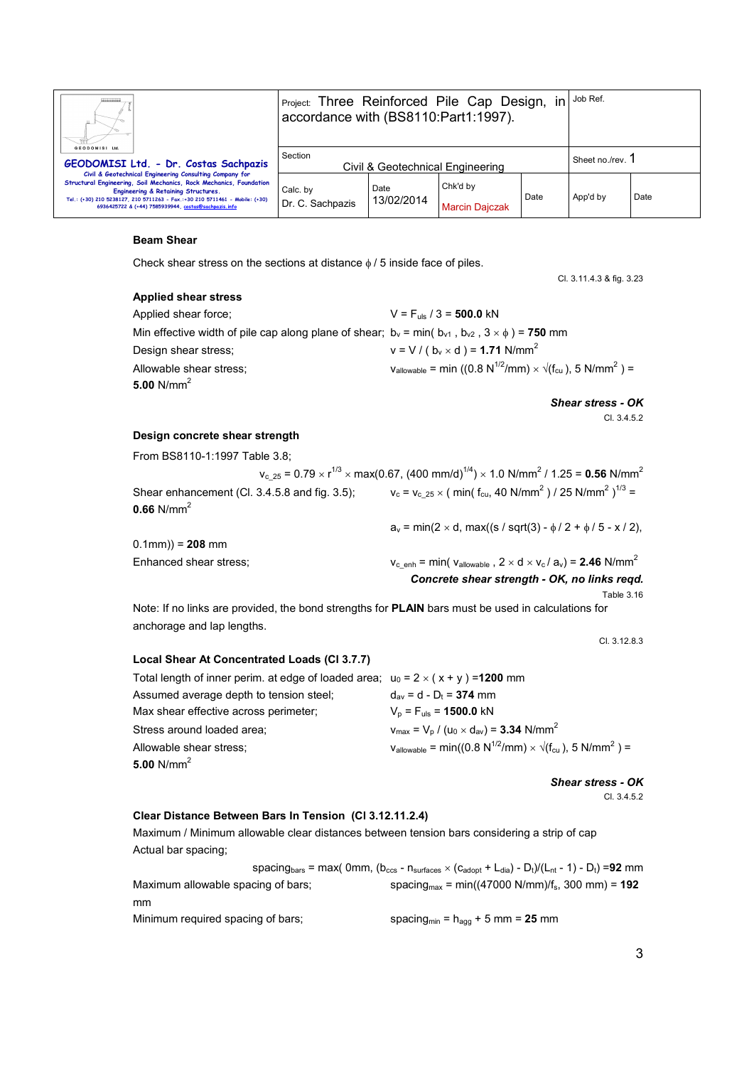### Beam Shear

Check shear stress on the sections at distance $\phi$ / 5 inside face of piles.

Cl. 3.11.4.3 & fig. 3.23

### Applied shear stress

Applied shear force; $V = F_{uls} / 3 =$ **500.0** kN

Min effective width of pile cap along plane of shear; $b_v = \min(b_{v1}, b_{v2}, 3 \times \phi) =$ **750** mm

Design shear stress; $v = V / (b_v \times d) =$ **1.71** N/mm$^2$

Allowable shear stress; $v_{allowable} = \min((0.8 \text{ N}^{1/2}/\text{mm}) \times \sqrt{(f_{cu})}, 5 \text{ N/mm}^2) =$ **5.00** N/mm$^2$

***Shear stress - OK***

Cl. 3.4.5.2

### Design concrete shear strength

From BS8110-1:1997 Table 3.8;

$$v_{c\_25} = 0.79 \times r^{1/3} \times \max(0.67, (400 \text{ mm/d})^{1/4}) \times 1.0 \text{ N/mm}^2 / 1.25 = \mathbf{0.56} \text{ N/mm}^2$$

Shear enhancement (Cl. 3.4.5.8 and fig. 3.5); $v_c = v_{c\_25} \times (\min(f_{cu}, 40 \text{ N/mm}^2) / 25 \text{ N/mm}^2)^{1/3} =$ **0.66** N/mm$^2$

$a_v = \min(2 \times d, \max((s / \text{sqrt}(3) - \phi / 2 + \phi / 5 - x / 2), 0.1\text{mm})) =$ **208** mm

Enhanced shear stress; $v_{c\_enh} = \min(v_{allowable}, 2 \times d \times v_c / a_v) =$ **2.46** N/mm$^2$

***Concrete shear strength - OK, no links reqd.***

Table 3.16

Note: If no links are provided, the bond strengths for **PLAIN** bars must be used in calculations for anchorage and lap lengths.

Cl. 3.12.8.3

### Local Shear At Concentrated Loads (Cl 3.7.7)

Total length of inner perim. at edge of loaded area; $u_0 = 2 \times (x + y) =$ **1200** mm

Assumed average depth to tension steel; $d_{av} = d - D_t =$ **374** mm

Max shear effective across perimeter; $V_p = F_{uls} =$ **1500.0** kN

Stress around loaded area; $v_{max} = V_p / (u_0 \times d_{av}) =$ **3.34** N/mm$^2$

Allowable shear stress; $v_{allowable} = \min((0.8 \text{ N}^{1/2}/\text{mm}) \times \sqrt{(f_{cu})}, 5 \text{ N/mm}^2) =$ **5.00** N/mm$^2$

***Shear stress - OK***

Cl. 3.4.5.2

### Clear Distance Between Bars In Tension (Cl 3.12.11.2.4)

Maximum / Minimum allowable clear distances between tension bars considering a strip of cap

Actual bar spacing;

$$spacing_{bars} = \max(0\text{mm}, (b_{ccs} - n_{surfaces} \times (c_{adopt} + L_{dia}) - D_t)/(L_{nt} - 1) - D_t) = \mathbf{92} \text{ mm}$$

Maximum allowable spacing of bars; $spacing_{max} = \min((47000 \text{ N/mm})/f_s, 300 \text{ mm}) =$ **192** mm

Minimum required spacing of bars; $spacing_{min} = h_{agg} + 5 \text{ mm} =$ **25** mm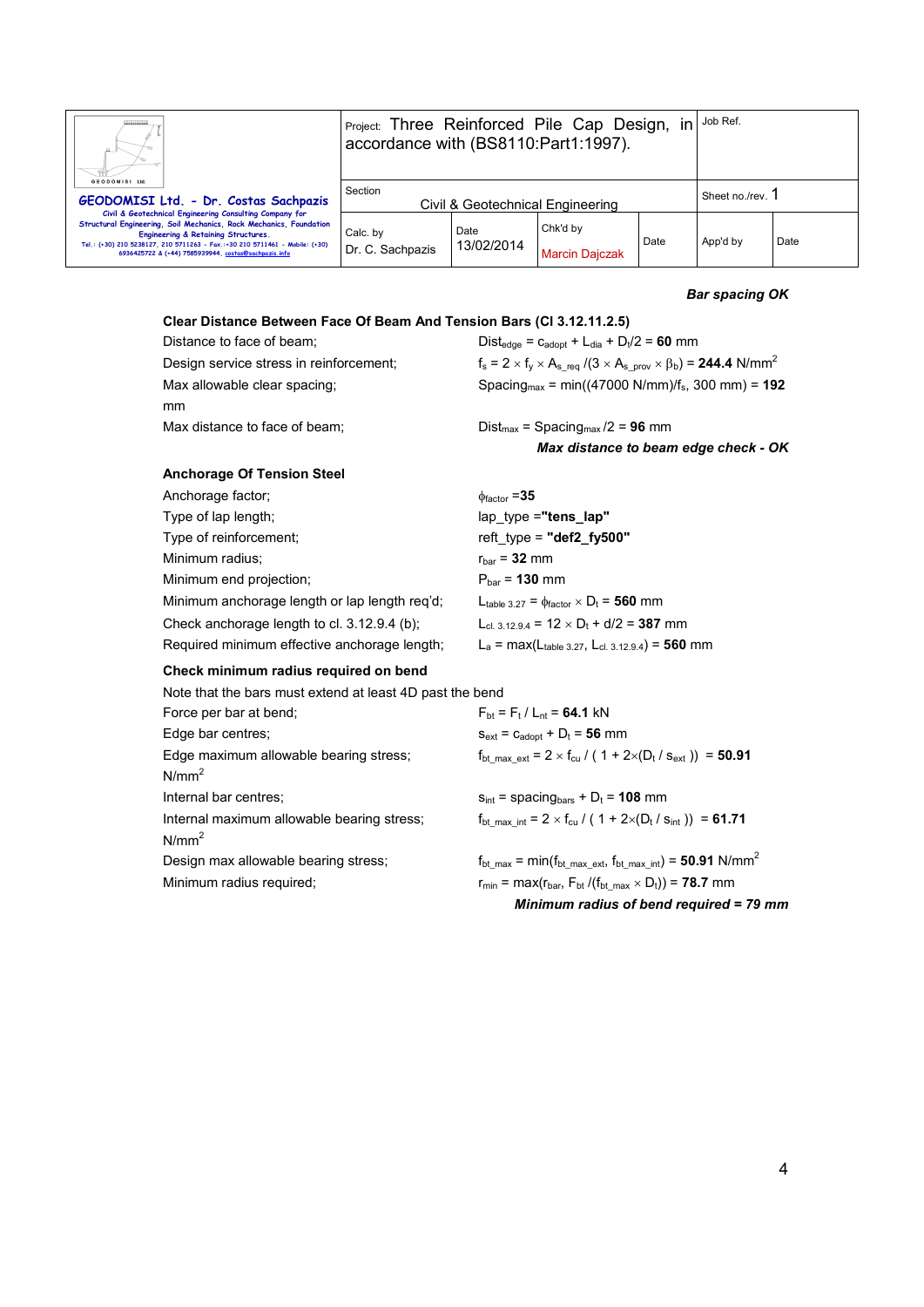***Bar spacing OK***

**Clear Distance Between Face Of Beam And Tension Bars (Cl 3.12.11.2.5)**

Distance to face of beam; $Dist_{edge} = c_{adopt} + L_{dia} + D_t/2 =$ **60** mm

Design service stress in reinforcement; $f_s = 2 \times f_y \times A_{s\_req} / (3 \times A_{s\_prov} \times \beta_b) =$ **244.4** N/mm$^2$

Max allowable clear spacing; $Spacing_{max} = \min((47000\ N/mm)/f_s, 300\ mm) =$ **192** mm

Max distance to face of beam; $Dist_{max} = Spacing_{max}/2 =$ **96** mm

***Max distance to beam edge check - OK***

**Anchorage Of Tension Steel**

Anchorage factor; $\phi_{factor} =$ **35**

Type of lap length; lap_type = **"tens_lap"**

Type of reinforcement; reft_type = **"def2_fy500"**

Minimum radius; $r_{bar} =$ **32** mm

Minimum end projection; $P_{bar} =$ **130** mm

Minimum anchorage length or lap length req'd; $L_{table\ 3.27} = \phi_{factor} \times D_t =$ **560** mm

Check anchorage length to cl. 3.12.9.4 (b); $L_{cl.\ 3.12.9.4} = 12 \times D_t + d/2 =$ **387** mm

Required minimum effective anchorage length; $L_a = \max(L_{table\ 3.27}, L_{cl.\ 3.12.9.4}) =$ **560** mm

**Check minimum radius required on bend**

Note that the bars must extend at least 4D past the bend

Force per bar at bend; $F_{bt} = F_t / L_{nt} =$ **64.1** kN

Edge bar centres; $s_{ext} = c_{adopt} + D_t =$ **56** mm

Edge maximum allowable bearing stress; $f_{bt\_max\_ext} = 2 \times f_{cu} / (1 + 2 \times (D_t / s_{ext})) =$ **50.91** N/mm$^2$

Internal bar centres; $s_{int} = spacing_{bars} + D_t =$ **108** mm

Internal maximum allowable bearing stress; $f_{bt\_max\_int} = 2 \times f_{cu} / (1 + 2 \times (D_t / s_{int})) =$ **61.71** N/mm$^2$

Design max allowable bearing stress; $f_{bt\_max} = \min(f_{bt\_max\_ext}, f_{bt\_max\_int}) =$ **50.91** N/mm$^2$

Minimum radius required; $r_{min} = \max(r_{bar}, F_{bt} / (f_{bt\_max} \times D_t)) =$ **78.7** mm

***Minimum radius of bend required = 79 mm***